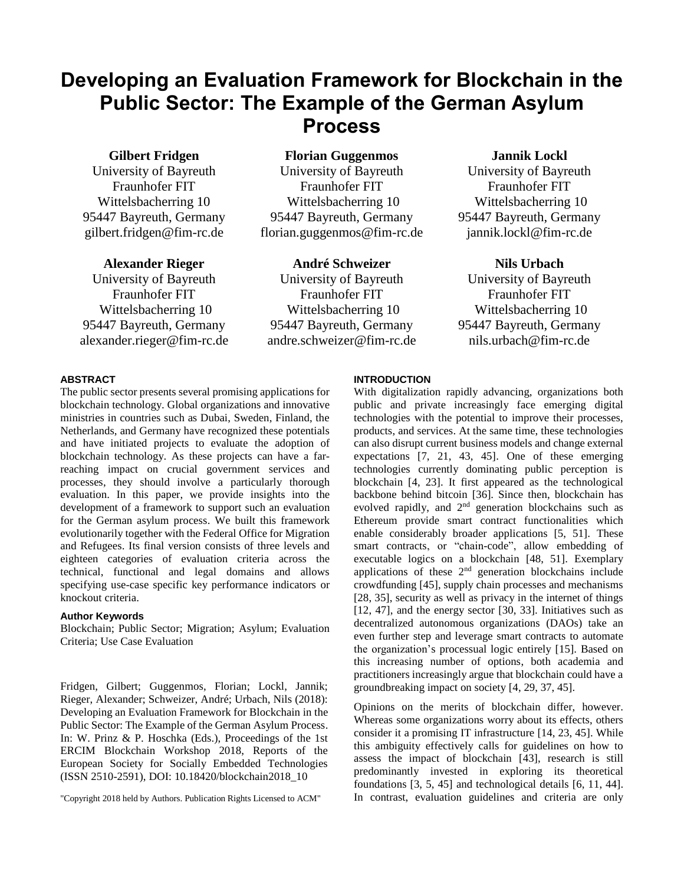# Developing an Evaluation Framework for Blockchain in the Public Sector: The Example of the German Asylum Process

**Gilbert Fridgen**
University of Bayreuth
Fraunhofer FIT
Wittelsbacherring 10
95447 Bayreuth, Germany
gilbert.fridgen@fim-rc.de

**Florian Guggenmos**
University of Bayreuth
Fraunhofer FIT
Wittelsbacherring 10
95447 Bayreuth, Germany
florian.guggenmos@fim-rc.de

**Jannik Lockl**
University of Bayreuth
Fraunhofer FIT
Wittelsbacherring 10
95447 Bayreuth, Germany
jannik.lockl@fim-rc.de

**Alexander Rieger**
University of Bayreuth
Fraunhofer FIT
Wittelsbacherring 10
95447 Bayreuth, Germany
alexander.rieger@fim-rc.de

**André Schweizer**
University of Bayreuth
Fraunhofer FIT
Wittelsbacherring 10
95447 Bayreuth, Germany
andre.schweizer@fim-rc.de

**Nils Urbach**
University of Bayreuth
Fraunhofer FIT
Wittelsbacherring 10
95447 Bayreuth, Germany
nils.urbach@fim-rc.de

### ABSTRACT

The public sector presents several promising applications for blockchain technology. Global organizations and innovative ministries in countries such as Dubai, Sweden, Finland, the Netherlands, and Germany have recognized these potentials and have initiated projects to evaluate the adoption of blockchain technology. As these projects can have a far-reaching impact on crucial government services and processes, they should involve a particularly thorough evaluation. In this paper, we provide insights into the development of a framework to support such an evaluation for the German asylum process. We built this framework evolutionarily together with the Federal Office for Migration and Refugees. Its final version consists of three levels and eighteen categories of evaluation criteria across the technical, functional and legal domains and allows specifying use-case specific key performance indicators or knockout criteria.

### Author Keywords

Blockchain; Public Sector; Migration; Asylum; Evaluation Criteria; Use Case Evaluation

Fridgen, Gilbert; Guggenmos, Florian; Lockl, Jannik; Rieger, Alexander; Schweizer, André; Urbach, Nils (2018): Developing an Evaluation Framework for Blockchain in the Public Sector: The Example of the German Asylum Process. In: W. Prinz & P. Hoschka (Eds.), Proceedings of the 1st ERCIM Blockchain Workshop 2018, Reports of the European Society for Socially Embedded Technologies (ISSN 2510-2591), DOI: 10.18420/blockchain2018_10

"Copyright 2018 held by Authors. Publication Rights Licensed to ACM"

### INTRODUCTION

With digitalization rapidly advancing, organizations both public and private increasingly face emerging digital technologies with the potential to improve their processes, products, and services. At the same time, these technologies can also disrupt current business models and change external expectations [7, 21, 43, 45]. One of these emerging technologies currently dominating public perception is blockchain [4, 23]. It first appeared as the technological backbone behind bitcoin [36]. Since then, blockchain has evolved rapidly, and 2nd generation blockchains such as Ethereum provide smart contract functionalities which enable considerably broader applications [5, 51]. These smart contracts, or "chain-code", allow embedding of executable logics on a blockchain [48, 51]. Exemplary applications of these 2nd generation blockchains include crowdfunding [45], supply chain processes and mechanisms [28, 35], security as well as privacy in the internet of things [12, 47], and the energy sector [30, 33]. Initiatives such as decentralized autonomous organizations (DAOs) take an even further step and leverage smart contracts to automate the organization's processual logic entirely [15]. Based on this increasing number of options, both academia and practitioners increasingly argue that blockchain could have a groundbreaking impact on society [4, 29, 37, 45].

Opinions on the merits of blockchain differ, however. Whereas some organizations worry about its effects, others consider it a promising IT infrastructure [14, 23, 45]. While this ambiguity effectively calls for guidelines on how to assess the impact of blockchain [43], research is still predominantly invested in exploring its theoretical foundations [3, 5, 45] and technological details [6, 11, 44]. In contrast, evaluation guidelines and criteria are only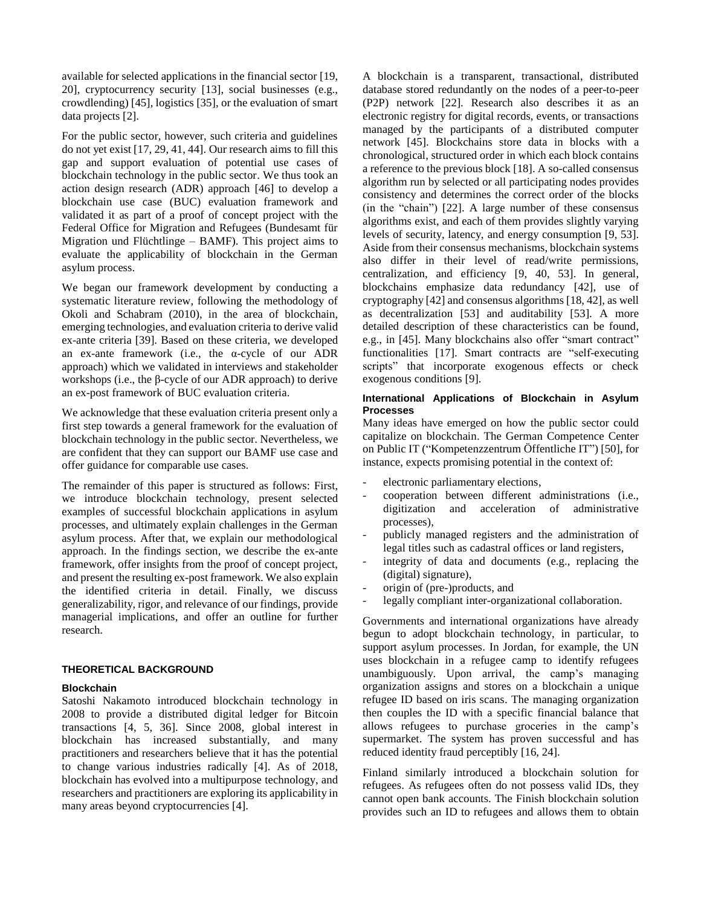available for selected applications in the financial sector [19, 20], cryptocurrency security [13], social businesses (e.g., crowdlending) [45], logistics [35], or the evaluation of smart data projects [2].

For the public sector, however, such criteria and guidelines do not yet exist [17, 29, 41, 44]. Our research aims to fill this gap and support evaluation of potential use cases of blockchain technology in the public sector. We thus took an action design research (ADR) approach [46] to develop a blockchain use case (BUC) evaluation framework and validated it as part of a proof of concept project with the Federal Office for Migration and Refugees (Bundesamt für Migration und Flüchtlinge – BAMF). This project aims to evaluate the applicability of blockchain in the German asylum process.

We began our framework development by conducting a systematic literature review, following the methodology of Okoli and Schabram (2010), in the area of blockchain, emerging technologies, and evaluation criteria to derive valid ex-ante criteria [39]. Based on these criteria, we developed an ex-ante framework (i.e., the α-cycle of our ADR approach) which we validated in interviews and stakeholder workshops (i.e., the β-cycle of our ADR approach) to derive an ex-post framework of BUC evaluation criteria.

We acknowledge that these evaluation criteria present only a first step towards a general framework for the evaluation of blockchain technology in the public sector. Nevertheless, we are confident that they can support our BAMF use case and offer guidance for comparable use cases.

The remainder of this paper is structured as follows: First, we introduce blockchain technology, present selected examples of successful blockchain applications in asylum processes, and ultimately explain challenges in the German asylum process. After that, we explain our methodological approach. In the findings section, we describe the ex-ante framework, offer insights from the proof of concept project, and present the resulting ex-post framework. We also explain the identified criteria in detail. Finally, we discuss generalizability, rigor, and relevance of our findings, provide managerial implications, and offer an outline for further research.

## THEORETICAL BACKGROUND

### Blockchain

Satoshi Nakamoto introduced blockchain technology in 2008 to provide a distributed digital ledger for Bitcoin transactions [4, 5, 36]. Since 2008, global interest in blockchain has increased substantially, and many practitioners and researchers believe that it has the potential to change various industries radically [4]. As of 2018, blockchain has evolved into a multipurpose technology, and researchers and practitioners are exploring its applicability in many areas beyond cryptocurrencies [4].

A blockchain is a transparent, transactional, distributed database stored redundantly on the nodes of a peer-to-peer (P2P) network [22]. Research also describes it as an electronic registry for digital records, events, or transactions managed by the participants of a distributed computer network [45]. Blockchains store data in blocks with a chronological, structured order in which each block contains a reference to the previous block [18]. A so-called consensus algorithm run by selected or all participating nodes provides consistency and determines the correct order of the blocks (in the "chain") [22]. A large number of these consensus algorithms exist, and each of them provides slightly varying levels of security, latency, and energy consumption [9, 53]. Aside from their consensus mechanisms, blockchain systems also differ in their level of read/write permissions, centralization, and efficiency [9, 40, 53]. In general, blockchains emphasize data redundancy [42], use of cryptography [42] and consensus algorithms [18, 42], as well as decentralization [53] and auditability [53]. A more detailed description of these characteristics can be found, e.g., in [45]. Many blockchains also offer "smart contract" functionalities [17]. Smart contracts are "self-executing scripts" that incorporate exogenous effects or check exogenous conditions [9].

### International Applications of Blockchain in Asylum Processes

Many ideas have emerged on how the public sector could capitalize on blockchain. The German Competence Center on Public IT ("Kompetenzzentrum Öffentliche IT") [50], for instance, expects promising potential in the context of:

- electronic parliamentary elections,
- cooperation between different administrations (i.e., digitization and acceleration of administrative processes),
- publicly managed registers and the administration of legal titles such as cadastral offices or land registers,
- integrity of data and documents (e.g., replacing the (digital) signature),
- origin of (pre-)products, and
- legally compliant inter-organizational collaboration.

Governments and international organizations have already begun to adopt blockchain technology, in particular, to support asylum processes. In Jordan, for example, the UN uses blockchain in a refugee camp to identify refugees unambiguously. Upon arrival, the camp's managing organization assigns and stores on a blockchain a unique refugee ID based on iris scans. The managing organization then couples the ID with a specific financial balance that allows refugees to purchase groceries in the camp's supermarket. The system has proven successful and has reduced identity fraud perceptibly [16, 24].

Finland similarly introduced a blockchain solution for refugees. As refugees often do not possess valid IDs, they cannot open bank accounts. The Finish blockchain solution provides such an ID to refugees and allows them to obtain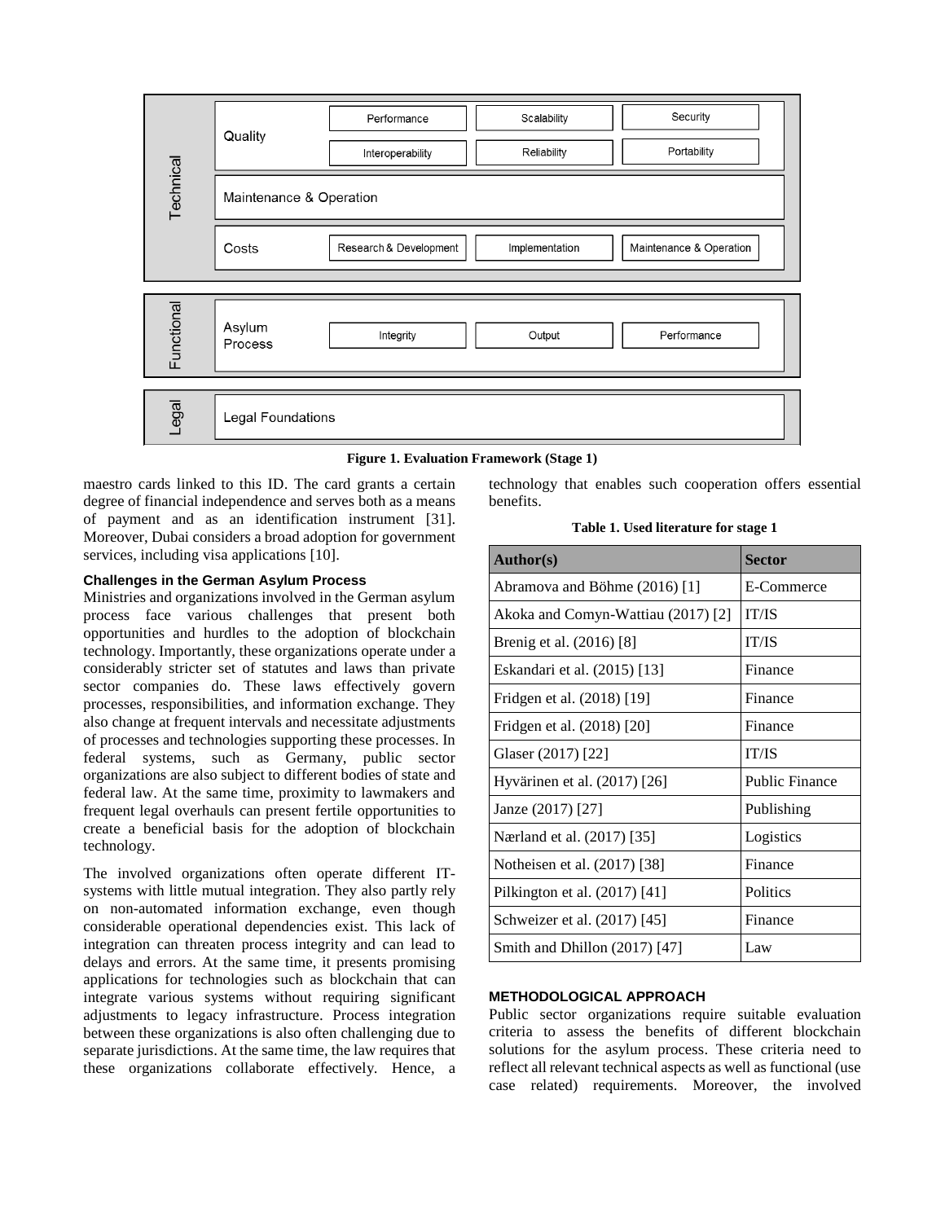| | | | | |
|---|---|---|---|---|
| Technical | Quality | Performance | Scalability | Security |
| | | Interoperability | Reliability | Portability |
| | Maintenance & Operation | | | |
| | Costs | Research & Development | Implementation | Maintenance & Operation |
| Functional | Asylum Process | Integrity | Output | Performance |
| Legal | Legal Foundations | | | |

**Figure 1. Evaluation Framework (Stage 1)**

maestro cards linked to this ID. The card grants a certain degree of financial independence and serves both as a means of payment and as an identification instrument [31]. Moreover, Dubai considers a broad adoption for government services, including visa applications [10].

### Challenges in the German Asylum Process

Ministries and organizations involved in the German asylum process face various challenges that present both opportunities and hurdles to the adoption of blockchain technology. Importantly, these organizations operate under a considerably stricter set of statutes and laws than private sector companies do. These laws effectively govern processes, responsibilities, and information exchange. They also change at frequent intervals and necessitate adjustments of processes and technologies supporting these processes. In federal systems, such as Germany, public sector organizations are also subject to different bodies of state and federal law. At the same time, proximity to lawmakers and frequent legal overhauls can present fertile opportunities to create a beneficial basis for the adoption of blockchain technology.

The involved organizations often operate different IT-systems with little mutual integration. They also partly rely on non-automated information exchange, even though considerable operational dependencies exist. This lack of integration can threaten process integrity and can lead to delays and errors. At the same time, it presents promising applications for technologies such as blockchain that can integrate various systems without requiring significant adjustments to legacy infrastructure. Process integration between these organizations is also often challenging due to separate jurisdictions. At the same time, the law requires that these organizations collaborate effectively. Hence, a technology that enables such cooperation offers essential benefits.

**Table 1. Used literature for stage 1**

| Author(s) | Sector |
|---|---|
| Abramova and Böhme (2016) [1] | E-Commerce |
| Akoka and Comyn-Wattiau (2017) [2] | IT/IS |
| Brenig et al. (2016) [8] | IT/IS |
| Eskandari et al. (2015) [13] | Finance |
| Fridgen et al. (2018) [19] | Finance |
| Fridgen et al. (2018) [20] | Finance |
| Glaser (2017) [22] | IT/IS |
| Hyvärinen et al. (2017) [26] | Public Finance |
| Janze (2017) [27] | Publishing |
| Nærland et al. (2017) [35] | Logistics |
| Notheisen et al. (2017) [38] | Finance |
| Pilkington et al. (2017) [41] | Politics |
| Schweizer et al. (2017) [45] | Finance |
| Smith and Dhillon (2017) [47] | Law |

## METHODOLOGICAL APPROACH

Public sector organizations require suitable evaluation criteria to assess the benefits of different blockchain solutions for the asylum process. These criteria need to reflect all relevant technical aspects as well as functional (use case related) requirements. Moreover, the involved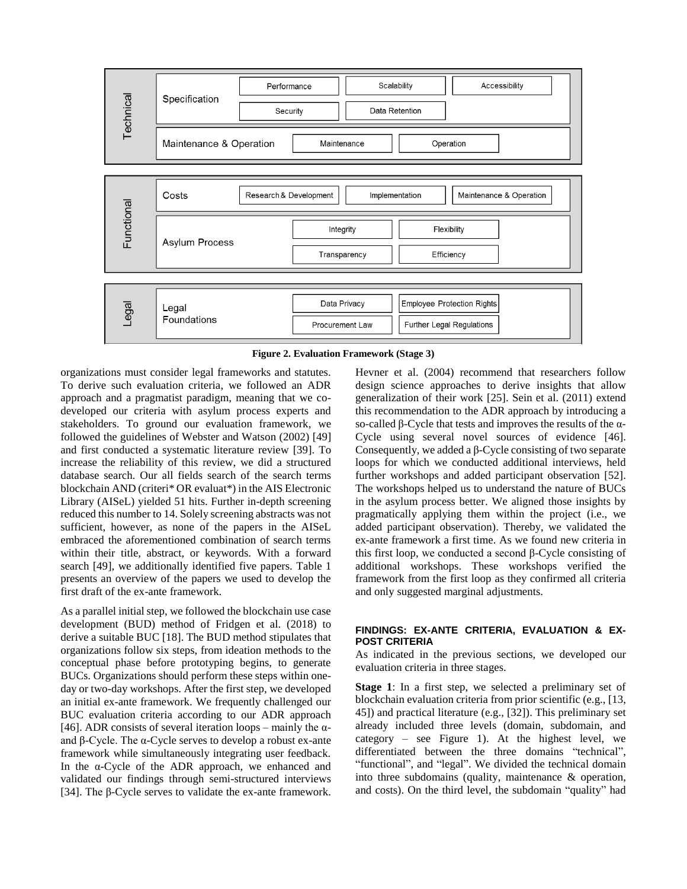| Domain | Subdomain | Categories | | |
|---|---|---|---|---|
| Technical | Specification | Performance | Scalability | Accessibility |
| | | Security | Data Retention | |
| | Maintenance & Operation | Maintenance | Operation | |
| Functional | Costs | Research & Development | Implementation | Maintenance & Operation |
| | Asylum Process | Integrity | Flexibility | |
| | | Transparency | Efficiency | |
| Legal | Legal Foundations | Data Privacy | Employee Protection Rights | |
| | | Procurement Law | Further Legal Regulations | |

**Figure 2. Evaluation Framework (Stage 3)**

organizations must consider legal frameworks and statutes. To derive such evaluation criteria, we followed an ADR approach and a pragmatist paradigm, meaning that we co-developed our criteria with asylum process experts and stakeholders. To ground our evaluation framework, we followed the guidelines of Webster and Watson (2002) [49] and first conducted a systematic literature review [39]. To increase the reliability of this review, we did a structured database search. Our all fields search of the search terms blockchain AND (criteri* OR evaluat*) in the AIS Electronic Library (AISeL) yielded 51 hits. Further in-depth screening reduced this number to 14. Solely screening abstracts was not sufficient, however, as none of the papers in the AISeL embraced the aforementioned combination of search terms within their title, abstract, or keywords. With a forward search [49], we additionally identified five papers. Table 1 presents an overview of the papers we used to develop the first draft of the ex-ante framework.

As a parallel initial step, we followed the blockchain use case development (BUD) method of Fridgen et al. (2018) to derive a suitable BUC [18]. The BUD method stipulates that organizations follow six steps, from ideation methods to the conceptual phase before prototyping begins, to generate BUCs. Organizations should perform these steps within one-day or two-day workshops. After the first step, we developed an initial ex-ante framework. We frequently challenged our BUC evaluation criteria according to our ADR approach [46]. ADR consists of several iteration loops – mainly the α- and β-Cycle. The α-Cycle serves to develop a robust ex-ante framework while simultaneously integrating user feedback. In the α-Cycle of the ADR approach, we enhanced and validated our findings through semi-structured interviews [34]. The β-Cycle serves to validate the ex-ante framework. Hevner et al. (2004) recommend that researchers follow design science approaches to derive insights that allow generalization of their work [25]. Sein et al. (2011) extend this recommendation to the ADR approach by introducing a so-called β-Cycle that tests and improves the results of the α-Cycle using several novel sources of evidence [46]. Consequently, we added a β-Cycle consisting of two separate loops for which we conducted additional interviews, held further workshops and added participant observation [52]. The workshops helped us to understand the nature of BUCs in the asylum process better. We aligned those insights by pragmatically applying them within the project (i.e., we added participant observation). Thereby, we validated the ex-ante framework a first time. As we found new criteria in this first loop, we conducted a second β-Cycle consisting of additional workshops. These workshops verified the framework from the first loop as they confirmed all criteria and only suggested marginal adjustments.

## FINDINGS: EX-ANTE CRITERIA, EVALUATION & EX-POST CRITERIA

As indicated in the previous sections, we developed our evaluation criteria in three stages.

**Stage 1**: In a first step, we selected a preliminary set of blockchain evaluation criteria from prior scientific (e.g., [13, 45]) and practical literature (e.g., [32]). This preliminary set already included three levels (domain, subdomain, and category – see Figure 1). At the highest level, we differentiated between the three domains "technical", "functional", and "legal". We divided the technical domain into three subdomains (quality, maintenance & operation, and costs). On the third level, the subdomain "quality" had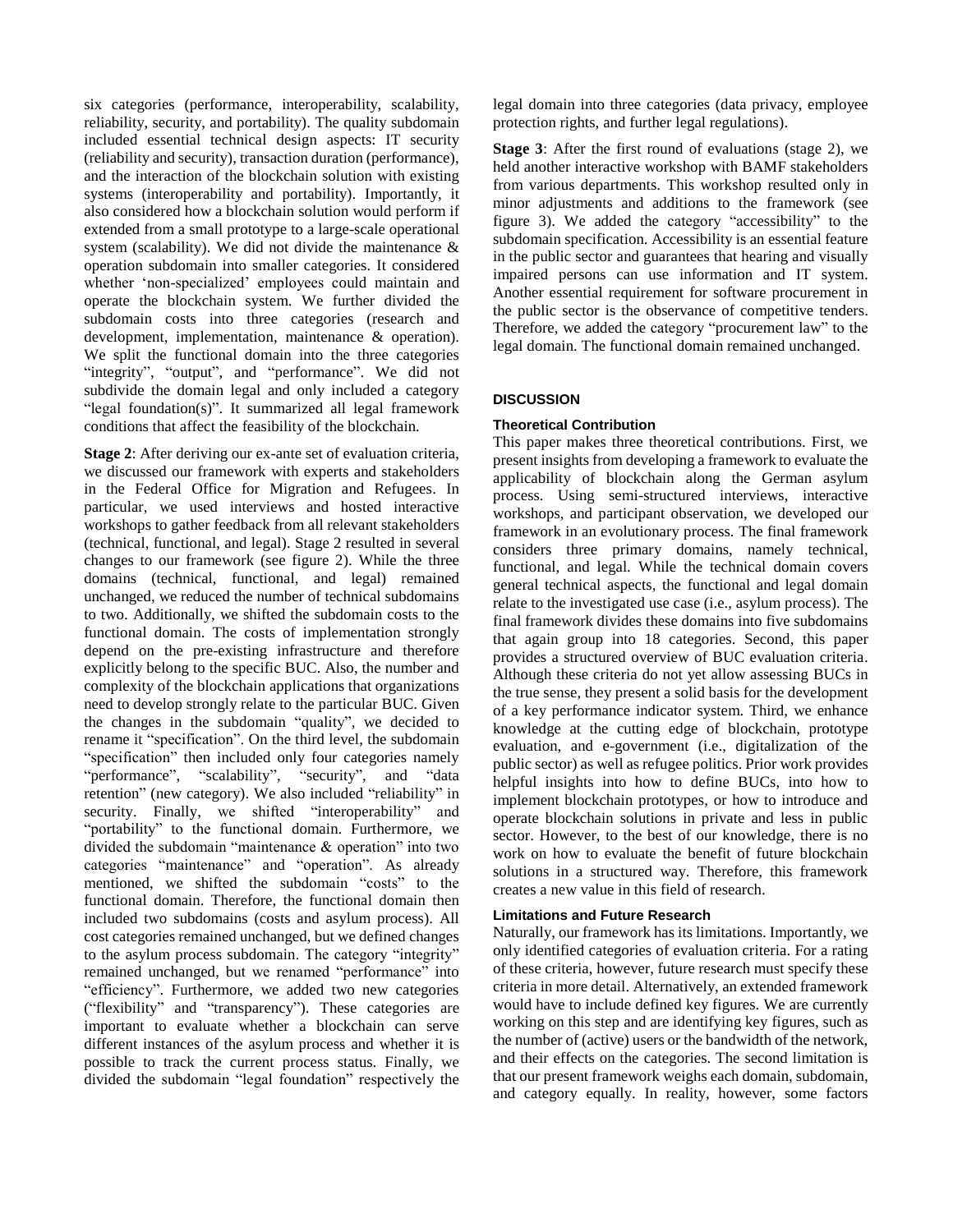six categories (performance, interoperability, scalability, reliability, security, and portability). The quality subdomain included essential technical design aspects: IT security (reliability and security), transaction duration (performance), and the interaction of the blockchain solution with existing systems (interoperability and portability). Importantly, it also considered how a blockchain solution would perform if extended from a small prototype to a large-scale operational system (scalability). We did not divide the maintenance & operation subdomain into smaller categories. It considered whether 'non-specialized' employees could maintain and operate the blockchain system. We further divided the subdomain costs into three categories (research and development, implementation, maintenance & operation). We split the functional domain into the three categories "integrity", "output", and "performance". We did not subdivide the domain legal and only included a category "legal foundation(s)". It summarized all legal framework conditions that affect the feasibility of the blockchain.

**Stage 2**: After deriving our ex-ante set of evaluation criteria, we discussed our framework with experts and stakeholders in the Federal Office for Migration and Refugees. In particular, we used interviews and hosted interactive workshops to gather feedback from all relevant stakeholders (technical, functional, and legal). Stage 2 resulted in several changes to our framework (see figure 2). While the three domains (technical, functional, and legal) remained unchanged, we reduced the number of technical subdomains to two. Additionally, we shifted the subdomain costs to the functional domain. The costs of implementation strongly depend on the pre-existing infrastructure and therefore explicitly belong to the specific BUC. Also, the number and complexity of the blockchain applications that organizations need to develop strongly relate to the particular BUC. Given the changes in the subdomain "quality", we decided to rename it "specification". On the third level, the subdomain "specification" then included only four categories namely "performance", "scalability", "security", and "data retention" (new category). We also included "reliability" in security. Finally, we shifted "interoperability" and "portability" to the functional domain. Furthermore, we divided the subdomain "maintenance & operation" into two categories "maintenance" and "operation". As already mentioned, we shifted the subdomain "costs" to the functional domain. Therefore, the functional domain then included two subdomains (costs and asylum process). All cost categories remained unchanged, but we defined changes to the asylum process subdomain. The category "integrity" remained unchanged, but we renamed "performance" into "efficiency". Furthermore, we added two new categories ("flexibility" and "transparency"). These categories are important to evaluate whether a blockchain can serve different instances of the asylum process and whether it is possible to track the current process status. Finally, we divided the subdomain "legal foundation" respectively the legal domain into three categories (data privacy, employee protection rights, and further legal regulations).

**Stage 3**: After the first round of evaluations (stage 2), we held another interactive workshop with BAMF stakeholders from various departments. This workshop resulted only in minor adjustments and additions to the framework (see figure 3). We added the category "accessibility" to the subdomain specification. Accessibility is an essential feature in the public sector and guarantees that hearing and visually impaired persons can use information and IT system. Another essential requirement for software procurement in the public sector is the observance of competitive tenders. Therefore, we added the category "procurement law" to the legal domain. The functional domain remained unchanged.

## DISCUSSION

### Theoretical Contribution

This paper makes three theoretical contributions. First, we present insights from developing a framework to evaluate the applicability of blockchain along the German asylum process. Using semi-structured interviews, interactive workshops, and participant observation, we developed our framework in an evolutionary process. The final framework considers three primary domains, namely technical, functional, and legal. While the technical domain covers general technical aspects, the functional and legal domain relate to the investigated use case (i.e., asylum process). The final framework divides these domains into five subdomains that again group into 18 categories. Second, this paper provides a structured overview of BUC evaluation criteria. Although these criteria do not yet allow assessing BUCs in the true sense, they present a solid basis for the development of a key performance indicator system. Third, we enhance knowledge at the cutting edge of blockchain, prototype evaluation, and e-government (i.e., digitalization of the public sector) as well as refugee politics. Prior work provides helpful insights into how to define BUCs, into how to implement blockchain prototypes, or how to introduce and operate blockchain solutions in private and less in public sector. However, to the best of our knowledge, there is no work on how to evaluate the benefit of future blockchain solutions in a structured way. Therefore, this framework creates a new value in this field of research.

### Limitations and Future Research

Naturally, our framework has its limitations. Importantly, we only identified categories of evaluation criteria. For a rating of these criteria, however, future research must specify these criteria in more detail. Alternatively, an extended framework would have to include defined key figures. We are currently working on this step and are identifying key figures, such as the number of (active) users or the bandwidth of the network, and their effects on the categories. The second limitation is that our present framework weighs each domain, subdomain, and category equally. In reality, however, some factors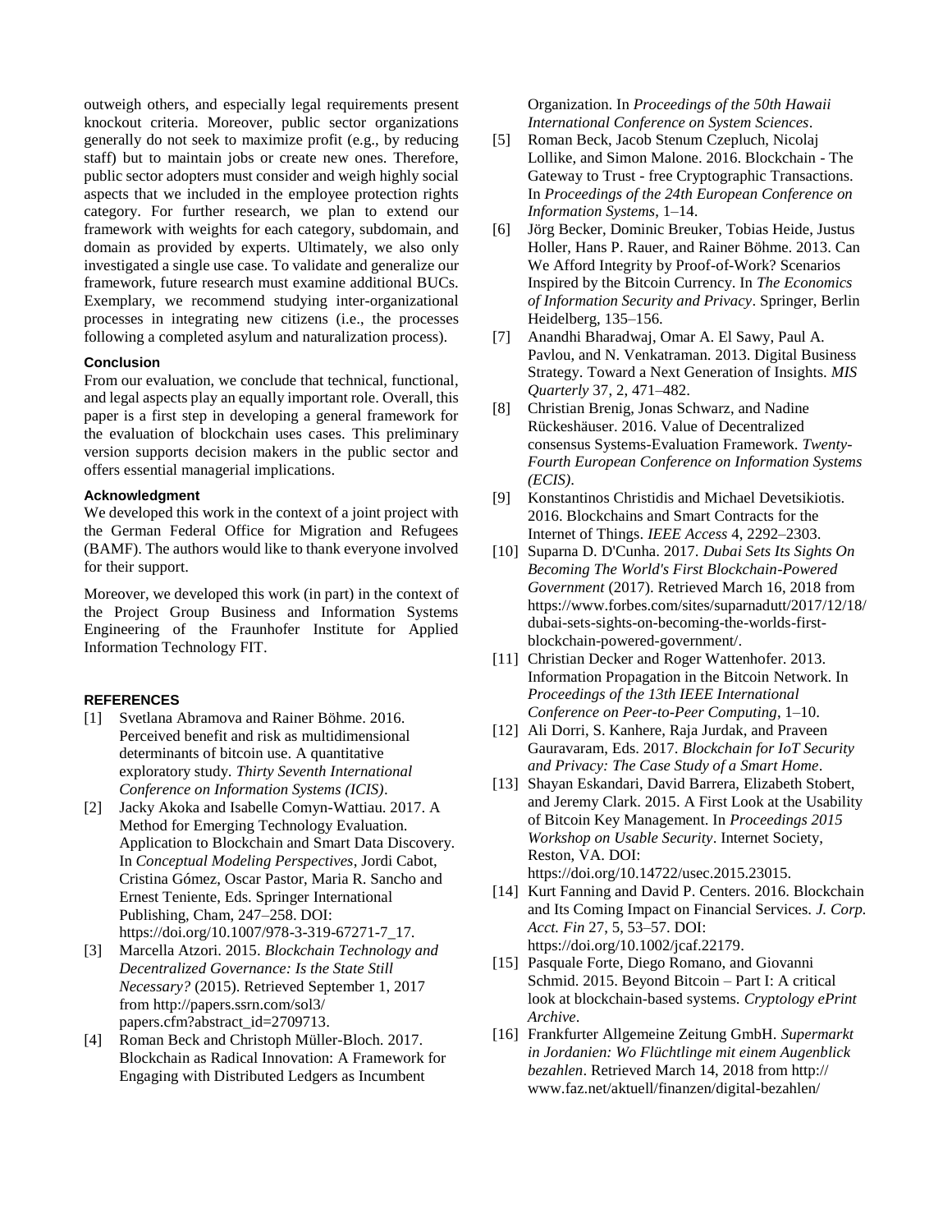outweigh others, and especially legal requirements present knockout criteria. Moreover, public sector organizations generally do not seek to maximize profit (e.g., by reducing staff) but to maintain jobs or create new ones. Therefore, public sector adopters must consider and weigh highly social aspects that we included in the employee protection rights category. For further research, we plan to extend our framework with weights for each category, subdomain, and domain as provided by experts. Ultimately, we also only investigated a single use case. To validate and generalize our framework, future research must examine additional BUCs. Exemplary, we recommend studying inter-organizational processes in integrating new citizens (i.e., the processes following a completed asylum and naturalization process).

#### Conclusion

From our evaluation, we conclude that technical, functional, and legal aspects play an equally important role. Overall, this paper is a first step in developing a general framework for the evaluation of blockchain uses cases. This preliminary version supports decision makers in the public sector and offers essential managerial implications.

#### Acknowledgment

We developed this work in the context of a joint project with the German Federal Office for Migration and Refugees (BAMF). The authors would like to thank everyone involved for their support.

Moreover, we developed this work (in part) in the context of the Project Group Business and Information Systems Engineering of the Fraunhofer Institute for Applied Information Technology FIT.

## REFERENCES

[1] Svetlana Abramova and Rainer Böhme. 2016. Perceived benefit and risk as multidimensional determinants of bitcoin use. A quantitative exploratory study. *Thirty Seventh International Conference on Information Systems (ICIS)*.

[2] Jacky Akoka and Isabelle Comyn-Wattiau. 2017. A Method for Emerging Technology Evaluation. Application to Blockchain and Smart Data Discovery. In *Conceptual Modeling Perspectives*, Jordi Cabot, Cristina Gómez, Oscar Pastor, Maria R. Sancho and Ernest Teniente, Eds. Springer International Publishing, Cham, 247–258. DOI: https://doi.org/10.1007/978-3-319-67271-7_17.

[3] Marcella Atzori. 2015. *Blockchain Technology and Decentralized Governance: Is the State Still Necessary?* (2015). Retrieved September 1, 2017 from http://papers.ssrn.com/sol3/papers.cfm?abstract_id=2709713.

[4] Roman Beck and Christoph Müller-Bloch. 2017. Blockchain as Radical Innovation: A Framework for Engaging with Distributed Ledgers as Incumbent Organization. In *Proceedings of the 50th Hawaii International Conference on System Sciences*.

[5] Roman Beck, Jacob Stenum Czepluch, Nicolaj Lollike, and Simon Malone. 2016. Blockchain - The Gateway to Trust - free Cryptographic Transactions. In *Proceedings of the 24th European Conference on Information Systems*, 1–14.

[6] Jörg Becker, Dominic Breuker, Tobias Heide, Justus Holler, Hans P. Rauer, and Rainer Böhme. 2013. Can We Afford Integrity by Proof-of-Work? Scenarios Inspired by the Bitcoin Currency. In *The Economics of Information Security and Privacy*. Springer, Berlin Heidelberg, 135–156.

[7] Anandhi Bharadwaj, Omar A. El Sawy, Paul A. Pavlou, and N. Venkatraman. 2013. Digital Business Strategy. Toward a Next Generation of Insights. *MIS Quarterly* 37, 2, 471–482.

[8] Christian Brenig, Jonas Schwarz, and Nadine Rückeshäuser. 2016. Value of Decentralized consensus Systems-Evaluation Framework. *Twenty-Fourth European Conference on Information Systems (ECIS)*.

[9] Konstantinos Christidis and Michael Devetsikiotis. 2016. Blockchains and Smart Contracts for the Internet of Things. *IEEE Access* 4, 2292–2303.

[10] Suparna D. D'Cunha. 2017. *Dubai Sets Its Sights On Becoming The World's First Blockchain-Powered Government* (2017). Retrieved March 16, 2018 from https://www.forbes.com/sites/suparnadutt/2017/12/18/dubai-sets-sights-on-becoming-the-worlds-first-blockchain-powered-government/.

[11] Christian Decker and Roger Wattenhofer. 2013. Information Propagation in the Bitcoin Network. In *Proceedings of the 13th IEEE International Conference on Peer-to-Peer Computing*, 1–10.

[12] Ali Dorri, S. Kanhere, Raja Jurdak, and Praveen Gauravaram, Eds. 2017. *Blockchain for IoT Security and Privacy: The Case Study of a Smart Home*.

[13] Shayan Eskandari, David Barrera, Elizabeth Stobert, and Jeremy Clark. 2015. A First Look at the Usability of Bitcoin Key Management. In *Proceedings 2015 Workshop on Usable Security*. Internet Society, Reston, VA. DOI: https://doi.org/10.14722/usec.2015.23015.

[14] Kurt Fanning and David P. Centers. 2016. Blockchain and Its Coming Impact on Financial Services. *J. Corp. Acct. Fin* 27, 5, 53–57. DOI: https://doi.org/10.1002/jcaf.22179.

[15] Pasquale Forte, Diego Romano, and Giovanni Schmid. 2015. Beyond Bitcoin – Part I: A critical look at blockchain-based systems. *Cryptology ePrint Archive*.

[16] Frankfurter Allgemeine Zeitung GmbH. *Supermarkt in Jordanien: Wo Flüchtlinge mit einem Augenblick bezahlen*. Retrieved March 14, 2018 from http://www.faz.net/aktuell/finanzen/digital-bezahlen/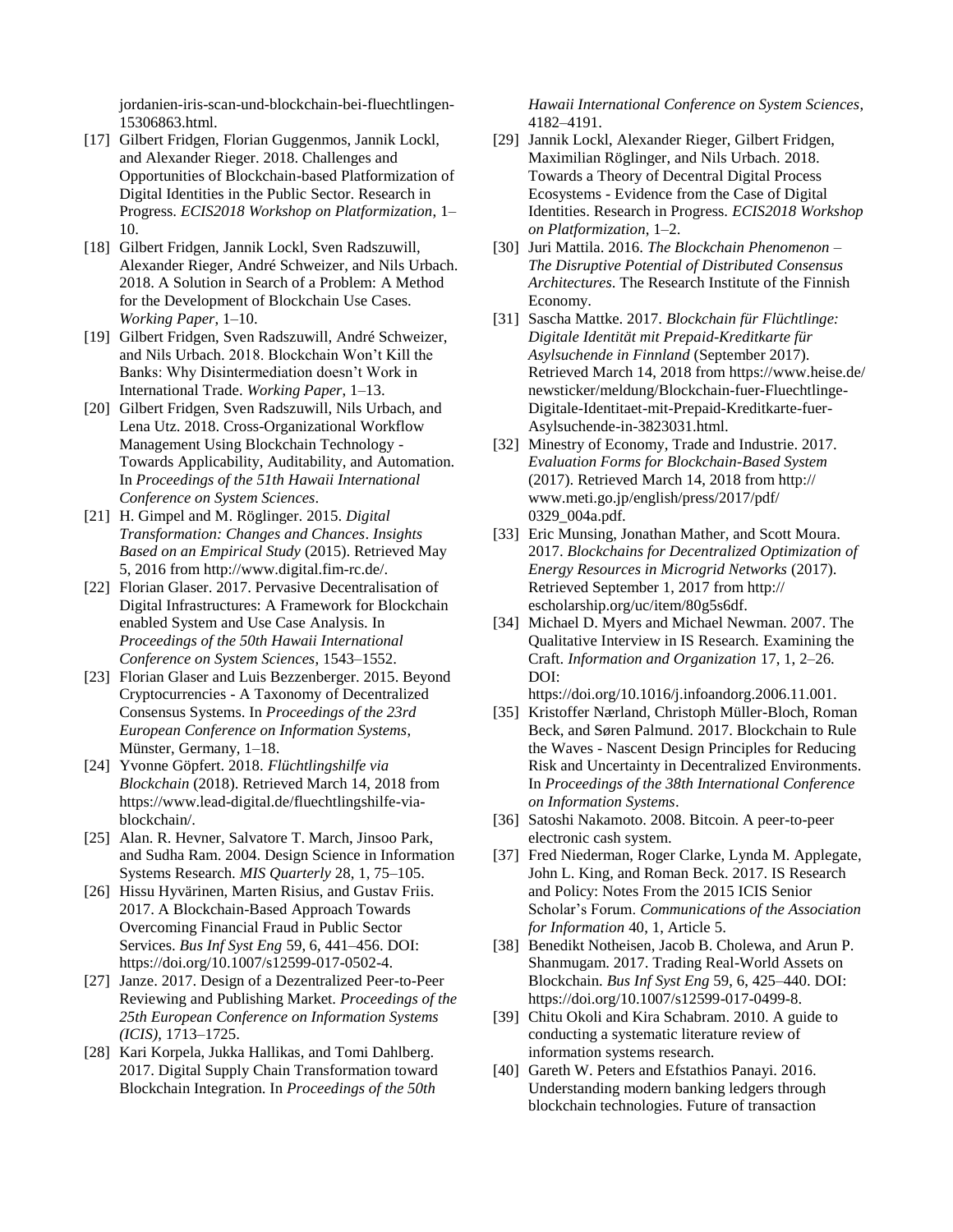jordanien-iris-scan-und-blockchain-bei-fluechtlingen-15306863.html.

[17] Gilbert Fridgen, Florian Guggenmos, Jannik Lockl, and Alexander Rieger. 2018. Challenges and Opportunities of Blockchain-based Platformization of Digital Identities in the Public Sector. Research in Progress. *ECIS2018 Workshop on Platformization*, 1–10.

[18] Gilbert Fridgen, Jannik Lockl, Sven Radszuwill, Alexander Rieger, André Schweizer, and Nils Urbach. 2018. A Solution in Search of a Problem: A Method for the Development of Blockchain Use Cases. *Working Paper*, 1–10.

[19] Gilbert Fridgen, Sven Radszuwill, André Schweizer, and Nils Urbach. 2018. Blockchain Won't Kill the Banks: Why Disintermediation doesn't Work in International Trade. *Working Paper*, 1–13.

[20] Gilbert Fridgen, Sven Radszuwill, Nils Urbach, and Lena Utz. 2018. Cross-Organizational Workflow Management Using Blockchain Technology - Towards Applicability, Auditability, and Automation. In *Proceedings of the 51th Hawaii International Conference on System Sciences*.

[21] H. Gimpel and M. Röglinger. 2015. *Digital Transformation: Changes and Chances*. *Insights Based on an Empirical Study* (2015). Retrieved May 5, 2016 from http://www.digital.fim-rc.de/.

[22] Florian Glaser. 2017. Pervasive Decentralisation of Digital Infrastructures: A Framework for Blockchain enabled System and Use Case Analysis. In *Proceedings of the 50th Hawaii International Conference on System Sciences*, 1543–1552.

[23] Florian Glaser and Luis Bezzenberger. 2015. Beyond Cryptocurrencies - A Taxonomy of Decentralized Consensus Systems. In *Proceedings of the 23rd European Conference on Information Systems*, Münster, Germany, 1–18.

[24] Yvonne Göpfert. 2018. *Flüchtlingshilfe via Blockchain* (2018). Retrieved March 14, 2018 from https://www.lead-digital.de/fluechtlingshilfe-via-blockchain/.

[25] Alan. R. Hevner, Salvatore T. March, Jinsoo Park, and Sudha Ram. 2004. Design Science in Information Systems Research. *MIS Quarterly* 28, 1, 75–105.

[26] Hissu Hyvärinen, Marten Risius, and Gustav Friis. 2017. A Blockchain-Based Approach Towards Overcoming Financial Fraud in Public Sector Services. *Bus Inf Syst Eng* 59, 6, 441–456. DOI: https://doi.org/10.1007/s12599-017-0502-4.

[27] Janze. 2017. Design of a Dezentralized Peer-to-Peer Reviewing and Publishing Market. *Proceedings of the 25th European Conference on Information Systems (ICIS)*, 1713–1725.

[28] Kari Korpela, Jukka Hallikas, and Tomi Dahlberg. 2017. Digital Supply Chain Transformation toward Blockchain Integration. In *Proceedings of the 50th Hawaii International Conference on System Sciences*, 4182–4191.

[29] Jannik Lockl, Alexander Rieger, Gilbert Fridgen, Maximilian Röglinger, and Nils Urbach. 2018. Towards a Theory of Decentral Digital Process Ecosystems - Evidence from the Case of Digital Identities. Research in Progress. *ECIS2018 Workshop on Platformization*, 1–2.

[30] Juri Mattila. 2016. *The Blockchain Phenomenon – The Disruptive Potential of Distributed Consensus Architectures*. The Research Institute of the Finnish Economy.

[31] Sascha Mattke. 2017. *Blockchain für Flüchtlinge: Digitale Identität mit Prepaid-Kreditkarte für Asylsuchende in Finnland* (September 2017). Retrieved March 14, 2018 from https://www.heise.de/newsticker/meldung/Blockchain-fuer-Fluechtlinge-Digitale-Identitaet-mit-Prepaid-Kreditkarte-fuer-Asylsuchende-in-3823031.html.

[32] Minestry of Economy, Trade and Industrie. 2017. *Evaluation Forms for Blockchain-Based System* (2017). Retrieved March 14, 2018 from http://www.meti.go.jp/english/press/2017/pdf/0329_004a.pdf.

[33] Eric Munsing, Jonathan Mather, and Scott Moura. 2017. *Blockchains for Decentralized Optimization of Energy Resources in Microgrid Networks* (2017). Retrieved September 1, 2017 from http://escholarship.org/uc/item/80g5s6df.

[34] Michael D. Myers and Michael Newman. 2007. The Qualitative Interview in IS Research. Examining the Craft. *Information and Organization* 17, 1, 2–26. DOI: https://doi.org/10.1016/j.infoandorg.2006.11.001.

[35] Kristoffer Nærland, Christoph Müller-Bloch, Roman Beck, and Søren Palmund. 2017. Blockchain to Rule the Waves - Nascent Design Principles for Reducing Risk and Uncertainty in Decentralized Environments. In *Proceedings of the 38th International Conference on Information Systems*.

[36] Satoshi Nakamoto. 2008. Bitcoin. A peer-to-peer electronic cash system.

[37] Fred Niederman, Roger Clarke, Lynda M. Applegate, John L. King, and Roman Beck. 2017. IS Research and Policy: Notes From the 2015 ICIS Senior Scholar's Forum. *Communications of the Association for Information* 40, 1, Article 5.

[38] Benedikt Notheisen, Jacob B. Cholewa, and Arun P. Shanmugam. 2017. Trading Real-World Assets on Blockchain. *Bus Inf Syst Eng* 59, 6, 425–440. DOI: https://doi.org/10.1007/s12599-017-0499-8.

[39] Chitu Okoli and Kira Schabram. 2010. A guide to conducting a systematic literature review of information systems research.

[40] Gareth W. Peters and Efstathios Panayi. 2016. Understanding modern banking ledgers through blockchain technologies. Future of transaction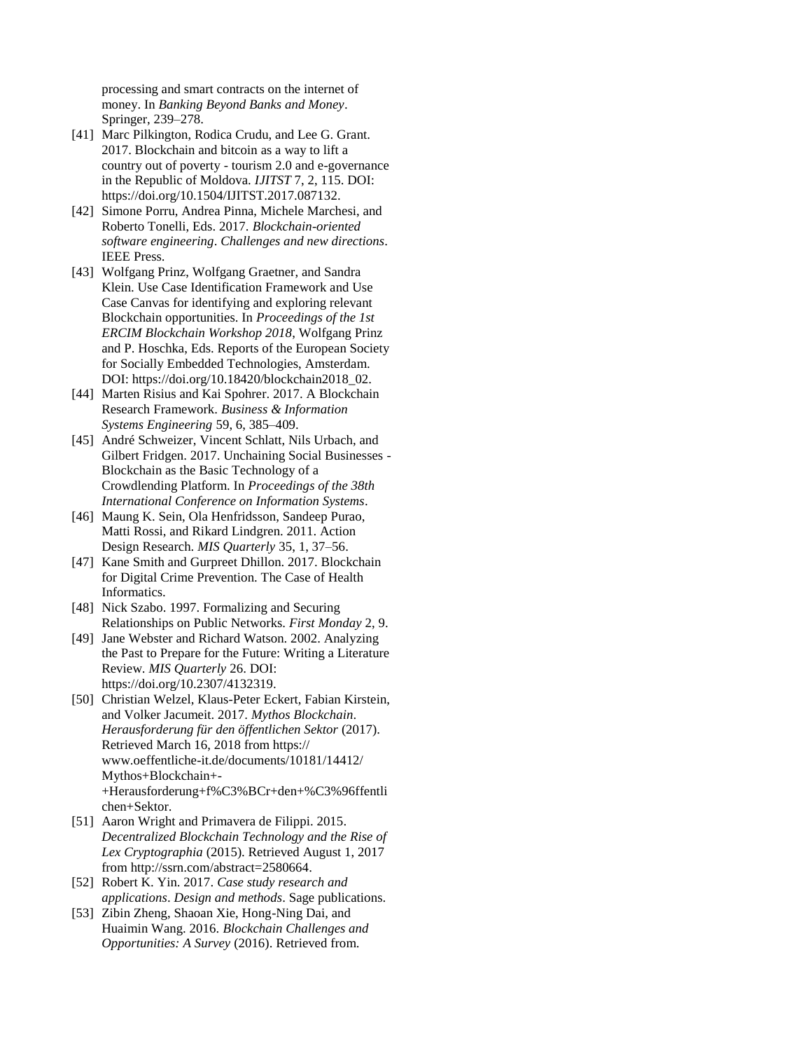processing and smart contracts on the internet of money. In *Banking Beyond Banks and Money*. Springer, 239–278.

[41] Marc Pilkington, Rodica Crudu, and Lee G. Grant. 2017. Blockchain and bitcoin as a way to lift a country out of poverty - tourism 2.0 and e-governance in the Republic of Moldova. *IJITST* 7, 2, 115. DOI: https://doi.org/10.1504/IJITST.2017.087132.

[42] Simone Porru, Andrea Pinna, Michele Marchesi, and Roberto Tonelli, Eds. 2017. *Blockchain-oriented software engineering*. *Challenges and new directions*. IEEE Press.

[43] Wolfgang Prinz, Wolfgang Graetner, and Sandra Klein. Use Case Identification Framework and Use Case Canvas for identifying and exploring relevant Blockchain opportunities. In *Proceedings of the 1st ERCIM Blockchain Workshop 2018*, Wolfgang Prinz and P. Hoschka, Eds. Reports of the European Society for Socially Embedded Technologies, Amsterdam. DOI: https://doi.org/10.18420/blockchain2018_02.

[44] Marten Risius and Kai Spohrer. 2017. A Blockchain Research Framework. *Business & Information Systems Engineering* 59, 6, 385–409.

[45] André Schweizer, Vincent Schlatt, Nils Urbach, and Gilbert Fridgen. 2017. Unchaining Social Businesses - Blockchain as the Basic Technology of a Crowdlending Platform. In *Proceedings of the 38th International Conference on Information Systems*.

[46] Maung K. Sein, Ola Henfridsson, Sandeep Purao, Matti Rossi, and Rikard Lindgren. 2011. Action Design Research. *MIS Quarterly* 35, 1, 37–56.

[47] Kane Smith and Gurpreet Dhillon. 2017. Blockchain for Digital Crime Prevention. The Case of Health Informatics.

[48] Nick Szabo. 1997. Formalizing and Securing Relationships on Public Networks. *First Monday* 2, 9.

[49] Jane Webster and Richard Watson. 2002. Analyzing the Past to Prepare for the Future: Writing a Literature Review. *MIS Quarterly* 26. DOI: https://doi.org/10.2307/4132319.

[50] Christian Welzel, Klaus-Peter Eckert, Fabian Kirstein, and Volker Jacumeit. 2017. *Mythos Blockchain*. *Herausforderung für den öffentlichen Sektor* (2017). Retrieved March 16, 2018 from https://www.oeffentliche-it.de/documents/10181/14412/Mythos+Blockchain+-+Herausforderung+f%C3%BCr+den+%C3%96ffentlichen+Sektor.

[51] Aaron Wright and Primavera de Filippi. 2015. *Decentralized Blockchain Technology and the Rise of Lex Cryptographia* (2015). Retrieved August 1, 2017 from http://ssrn.com/abstract=2580664.

[52] Robert K. Yin. 2017. *Case study research and applications*. *Design and methods*. Sage publications.

[53] Zibin Zheng, Shaoan Xie, Hong-Ning Dai, and Huaimin Wang. 2016. *Blockchain Challenges and Opportunities: A Survey* (2016). Retrieved from.